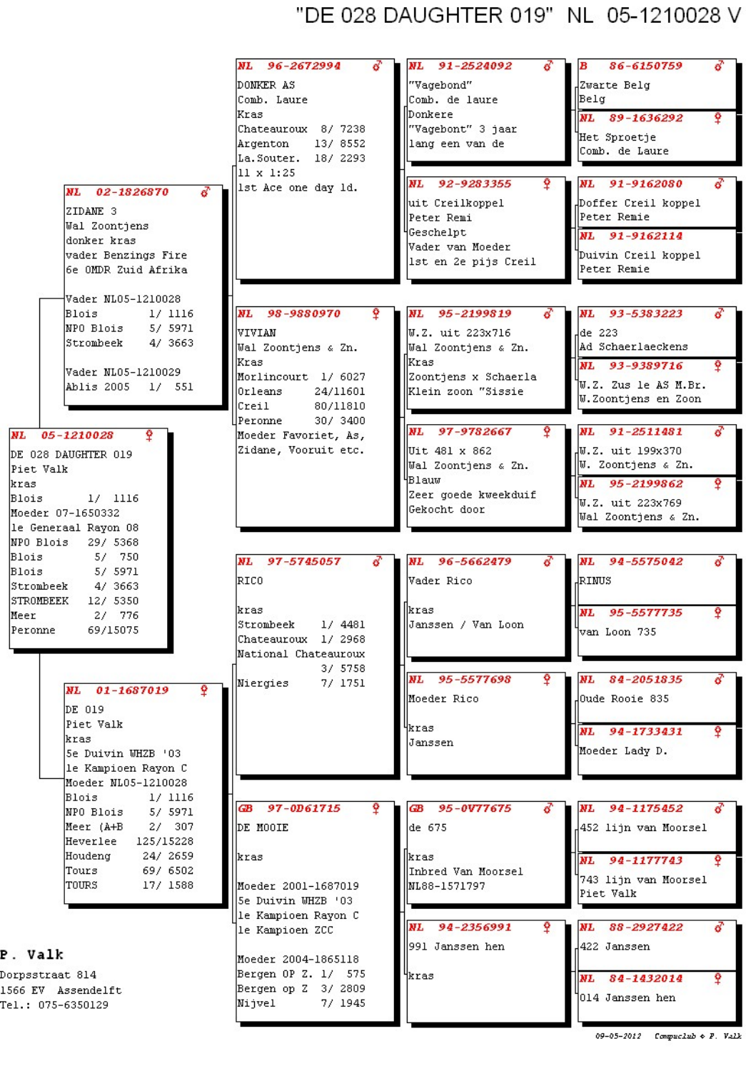# "DE 028 DAUGHTER 019"  NL 05-1210028 V

**NL 05-1210028 ♀**
DE 028 DAUGHTER 019
Piet Valk
kras
Blois 1/ 1116
Moeder 07-1650332
1e Generaal Rayon 08
NPO Blois 29/ 5368
Blois 5/ 750
Blois 5/ 5971
Strombeek 4/ 3663
STROMBEEK 12/ 5350
Meer 2/ 776
Peronne 69/15075

---

**NL 02-1826870 ♂**
ZIDANE 3
Wal Zoontjens
donker kras
vader Benzings Fire
6e OMDR Zuid Afrika

Vader NL05-1210028
Blois 1/ 1116
NPO Blois 5/ 5971
Strombeek 4/ 3663

Vader NL05-1210029
Ablis 2005 1/ 551

**NL 96-2672994 ♂**
DONKER AS
Comb. Laure
Kras
Chateauroux 8/ 7238
Argenton 13/ 8552
La.Souter. 18/ 2293
11 x 1:25
1st Ace one day ld.

**NL 91-2524092 ♂**
"Vagebond"
Comb. de laure
Donkere
"Vagebont" 3 jaar
lang een van de

**B 86-6150759 ♂**
Zwarte Belg
Belg

**NL 89-1636292 ♀**
Het Sproetje
Comb. de Laure

**NL 92-9283355 ♀**
uit Creilkoppel
Peter Remi
Geschelpt
Vader van Moeder
1st en 2e pijs Creil

**NL 91-9162080 ♂**
Doffer Creil koppel
Peter Remie

**NL 91-9162114 ♀**
Duivin Creil koppel
Peter Remie

**NL 98-9880970 ♀**
VIVIAN
Wal Zoontjens & Zn.
Kras
Morlincourt 1/ 6027
Orleans 24/11601
Creil 80/11810
Peronne 30/ 3400
Moeder Favoriet, As,
Zidane, Vooruit etc.

**NL 95-2199819 ♂**
W.Z. uit 223x716
Wal Zoontjens & Zn.
Kras
Zoontjens x Schaerla
Klein zoon "Sissie

**NL 93-5383223 ♂**
de 223
Ad Schaerlaeckens

**NL 93-9389716 ♀**
W.Z. Zus le AS M.Br.
W.Zoontjens en Zoon

**NL 97-9782667 ♀**
Uit 481 x 862
Wal Zoontjens & Zn.
Blauw
Zeer goede kweekduif
Gekocht door

**NL 91-2511481 ♂**
W.Z. uit 199x370
W. Zoontjens & Zn.

**NL 95-2199862 ♀**
W.Z. uit 223x769
Wal Zoontjens & Zn.

---

**NL 01-1687019 ♀**
DE 019
Piet Valk
kras
5e Duivin WHZB '03
1e Kampioen Rayon C
Moeder NL05-1210028
Blois 1/ 1116
NPO Blois 5/ 5971
Meer (A+B 2/ 307
Heverlee 125/15228
Houdeng 24/ 2659
Tours 69/ 6502
TOURS 17/ 1588

**NL 97-5745057 ♂**
RICO

kras
Strombeek 1/ 4481
Chateauroux 1/ 2968
National Chateauroux
3/ 5758
Niergies 7/ 1751

**NL 96-5662479 ♂**
Vader Rico

kras
Janssen / Van Loon

**NL 94-5575042 ♂**
RINUS

**NL 95-5577735 ♀**
van Loon 735

**NL 95-5577698 ♀**
Moeder Rico

kras
Janssen

**NL 84-2051835 ♂**
Oude Rooie 835

**NL 94-1733431 ♀**
Moeder Lady D.

**GB 97-0D61715 ♀**
DE MOOIE

kras

Moeder 2001-1687019
5e Duivin WHZB '03
1e Kampioen Rayon C
1e Kampioen ZCC

Moeder 2004-1865118
Bergen OP Z. 1/ 575
Bergen op Z 3/ 2809
Nijvel 7/ 1945

**GB 95-0V77675 ♂**
de 675

kras
Inbred Van Moorsel
NL88-1571797

**NL 94-1175452 ♂**
452 lijn van Moorsel

**NL 94-1177743 ♀**
743 lijn van Moorsel
Piet Valk

**NL 94-2356991 ♀**
991 Janssen hen

kras

**NL 88-2927422 ♂**
422 Janssen

**NL 84-1432014 ♀**
014 Janssen hen

---

**P. Valk**
Dorpsstraat 814
1566 EV Assendelft
Tel.: 075-6350129

09-05-2012 Compuclub © P. Valk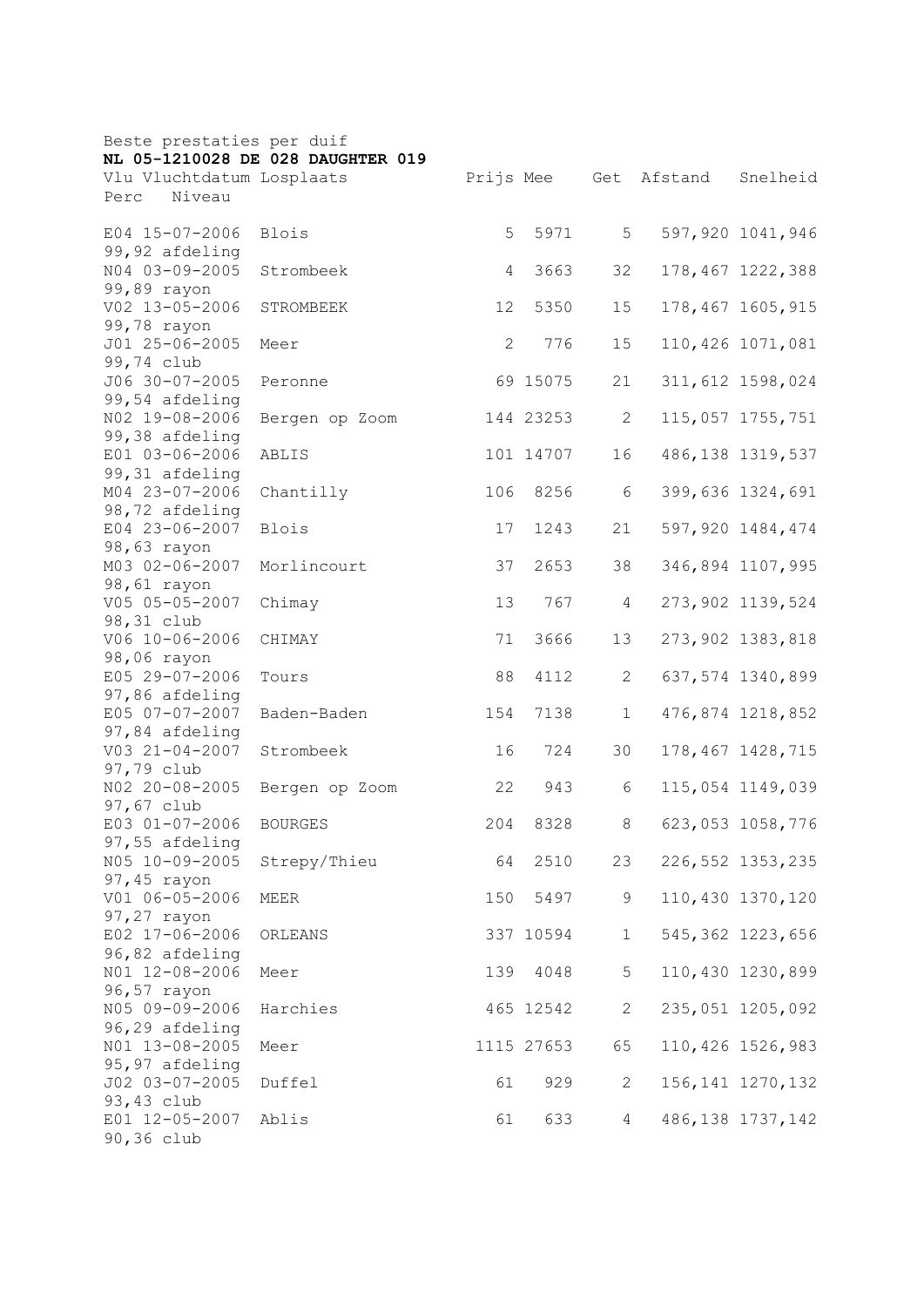Beste prestaties per duif

**NL 05-1210028 DE 028 DAUGHTER 019**

| Vlu | Vluchtdatum | Losplaats | Prijs | Mee | Get | Afstand | Snelheid | Perc | Niveau |
|---|---|---|---|---|---|---|---|---|---|
| E04 | 15-07-2006 | Blois | 5 | 5971 | 5 | 597,920 | 1041,946 | 99,92 | afdeling |
| N04 | 03-09-2005 | Strombeek | 4 | 3663 | 32 | 178,467 | 1222,388 | 99,89 | rayon |
| V02 | 13-05-2006 | STROMBEEK | 12 | 5350 | 15 | 178,467 | 1605,915 | 99,78 | rayon |
| J01 | 25-06-2005 | Meer | 2 | 776 | 15 | 110,426 | 1071,081 | 99,74 | club |
| J06 | 30-07-2005 | Peronne | 69 | 15075 | 21 | 311,612 | 1598,024 | 99,54 | afdeling |
| N02 | 19-08-2006 | Bergen op Zoom | 144 | 23253 | 2 | 115,057 | 1755,751 | 99,38 | afdeling |
| E01 | 03-06-2006 | ABLIS | 101 | 14707 | 16 | 486,138 | 1319,537 | 99,31 | afdeling |
| M04 | 23-07-2006 | Chantilly | 106 | 8256 | 6 | 399,636 | 1324,691 | 98,72 | afdeling |
| E04 | 23-06-2007 | Blois | 17 | 1243 | 21 | 597,920 | 1484,474 | 98,63 | rayon |
| M03 | 02-06-2007 | Morlincourt | 37 | 2653 | 38 | 346,894 | 1107,995 | 98,61 | rayon |
| V05 | 05-05-2007 | Chimay | 13 | 767 | 4 | 273,902 | 1139,524 | 98,31 | club |
| V06 | 10-06-2006 | CHIMAY | 71 | 3666 | 13 | 273,902 | 1383,818 | 98,06 | rayon |
| E05 | 29-07-2006 | Tours | 88 | 4112 | 2 | 637,574 | 1340,899 | 97,86 | afdeling |
| E05 | 07-07-2007 | Baden-Baden | 154 | 7138 | 1 | 476,874 | 1218,852 | 97,84 | afdeling |
| V03 | 21-04-2007 | Strombeek | 16 | 724 | 30 | 178,467 | 1428,715 | 97,79 | club |
| N02 | 20-08-2005 | Bergen op Zoom | 22 | 943 | 6 | 115,054 | 1149,039 | 97,67 | club |
| E03 | 01-07-2006 | BOURGES | 204 | 8328 | 8 | 623,053 | 1058,776 | 97,55 | afdeling |
| N05 | 10-09-2005 | Strepy/Thieu | 64 | 2510 | 23 | 226,552 | 1353,235 | 97,45 | rayon |
| V01 | 06-05-2006 | MEER | 150 | 5497 | 9 | 110,430 | 1370,120 | 97,27 | rayon |
| E02 | 17-06-2006 | ORLEANS | 337 | 10594 | 1 | 545,362 | 1223,656 | 96,82 | afdeling |
| N01 | 12-08-2006 | Meer | 139 | 4048 | 5 | 110,430 | 1230,899 | 96,57 | rayon |
| N05 | 09-09-2006 | Harchies | 465 | 12542 | 2 | 235,051 | 1205,092 | 96,29 | afdeling |
| N01 | 13-08-2005 | Meer | 1115 | 27653 | 65 | 110,426 | 1526,983 | 95,97 | afdeling |
| J02 | 03-07-2005 | Duffel | 61 | 929 | 2 | 156,141 | 1270,132 | 93,43 | club |
| E01 | 12-05-2007 | Ablis | 61 | 633 | 4 | 486,138 | 1737,142 | 90,36 | club |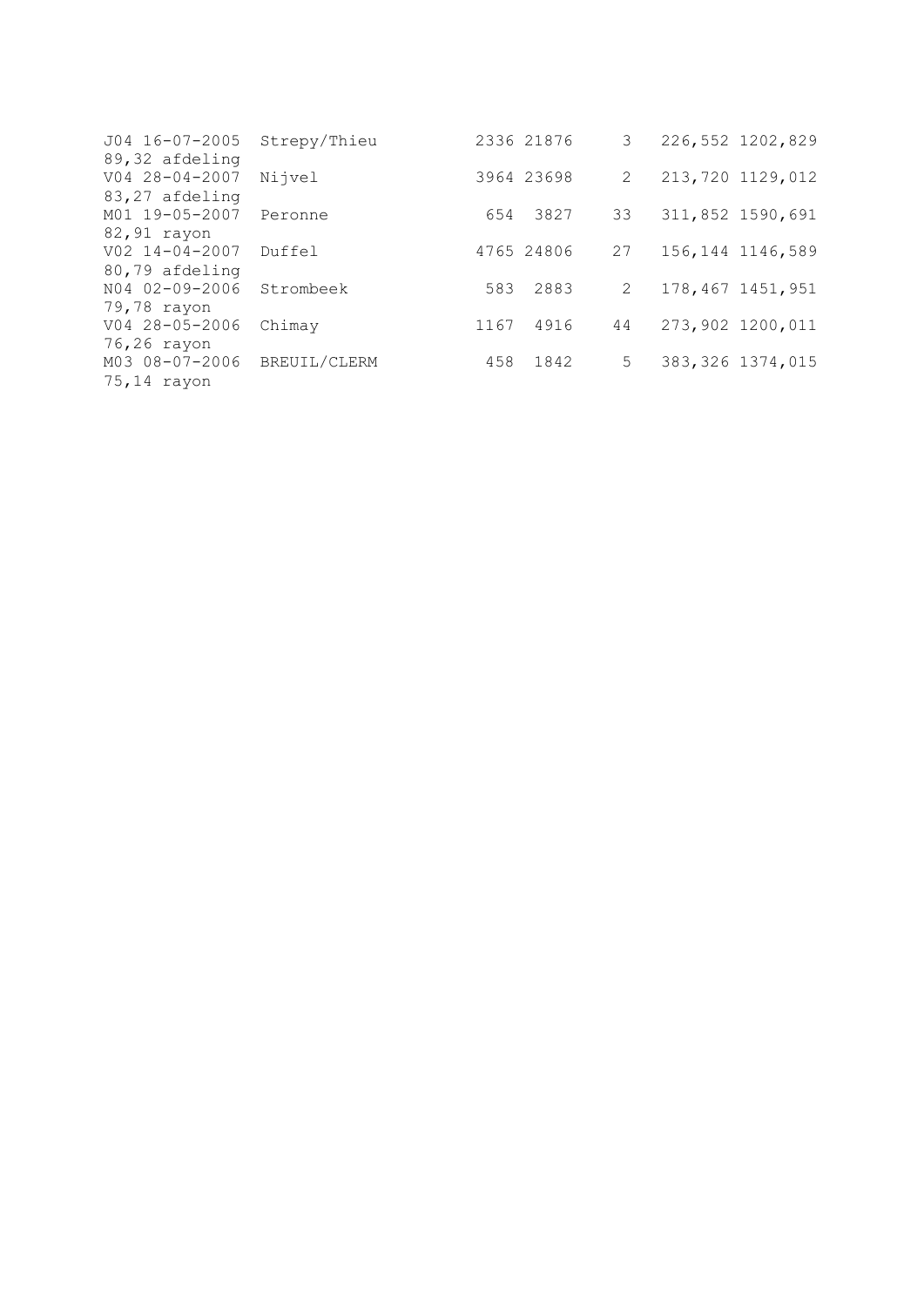| | | | | | | | | |
|---|---|---|---|---|---|---|---|---|
| J04 | 16-07-2005 | Strepy/Thieu | 2336 | 21876 | 3 | 226,552 | 1202,829 | 89,32 afdeling |
| V04 | 28-04-2007 | Nijvel | 3964 | 23698 | 2 | 213,720 | 1129,012 | 83,27 afdeling |
| M01 | 19-05-2007 | Peronne | 654 | 3827 | 33 | 311,852 | 1590,691 | 82,91 rayon |
| V02 | 14-04-2007 | Duffel | 4765 | 24806 | 27 | 156,144 | 1146,589 | 80,79 afdeling |
| N04 | 02-09-2006 | Strombeek | 583 | 2883 | 2 | 178,467 | 1451,951 | 79,78 rayon |
| V04 | 28-05-2006 | Chimay | 1167 | 4916 | 44 | 273,902 | 1200,011 | 76,26 rayon |
| M03 | 08-07-2006 | BREUIL/CLERM | 458 | 1842 | 5 | 383,326 | 1374,015 | 75,14 rayon |